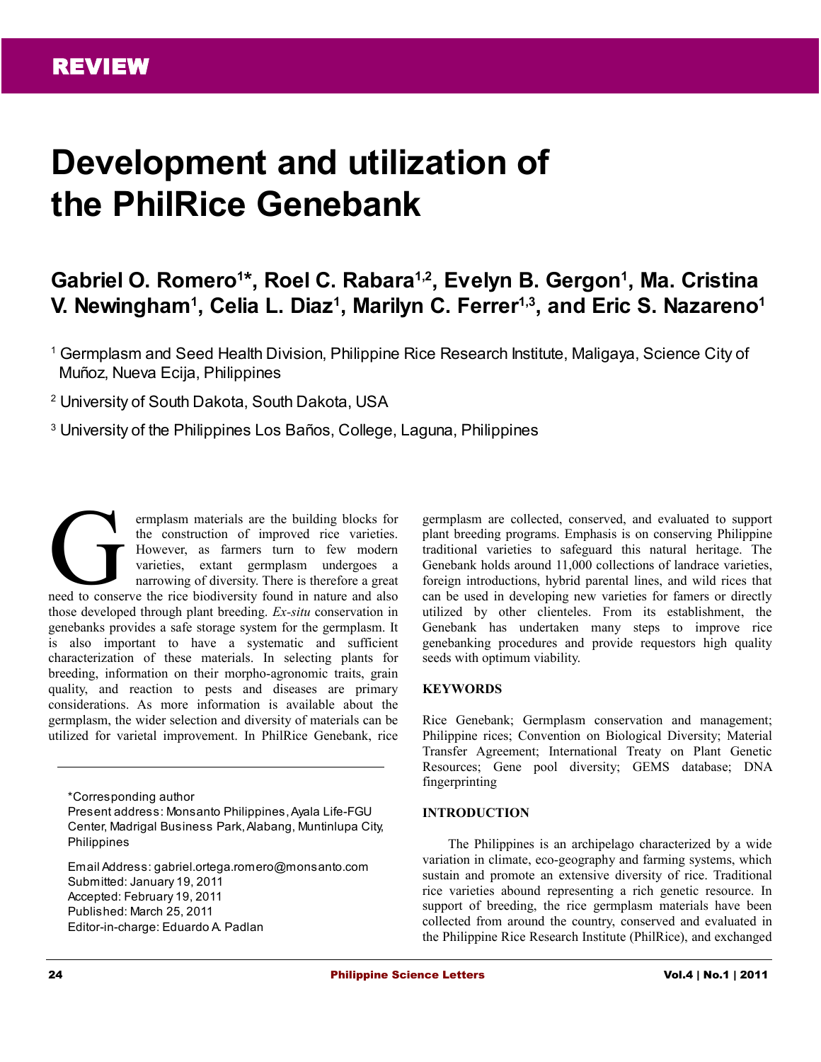REVIEW

# Development and utilization of the PhilRice Genebank

## Gabriel O. Romero[1]*, Roel C. Rabara[1,2], Evelyn B. Gergon[1], Ma. Cristina V. Newingham[1], Celia L. Diaz[1], Marilyn C. Ferrer[1,3], and Eric S. Nazareno[1]

[1] Germplasm and Seed Health Division, Philippine Rice Research Institute, Maligaya, Science City of Muñoz, Nueva Ecija, Philippines

[2] University of South Dakota, South Dakota, USA

[3] University of the Philippines Los Baños, College, Laguna, Philippines

Germplasm materials are the building blocks for the construction of improved rice varieties. However, as farmers turn to few modern varieties, extant germplasm undergoes a narrowing of diversity. There is therefore a great need to conserve the rice biodiversity found in nature and also those developed through plant breeding. *Ex-situ* conservation in genebanks provides a safe storage system for the germplasm. It is also important to have a systematic and sufficient characterization of these materials. In selecting plants for breeding, information on their morpho-agronomic traits, grain quality, and reaction to pests and diseases are primary considerations. As more information is available about the germplasm, the wider selection and diversity of materials can be utilized for varietal improvement. In PhilRice Genebank, rice germplasm are collected, conserved, and evaluated to support plant breeding programs. Emphasis is on conserving Philippine traditional varieties to safeguard this natural heritage. The Genebank holds around 11,000 collections of landrace varieties, foreign introductions, hybrid parental lines, and wild rices that can be used in developing new varieties for famers or directly utilized by other clienteles. From its establishment, the Genebank has undertaken many steps to improve rice genebanking procedures and provide requestors high quality seeds with optimum viability.

*Corresponding author
Present address: Monsanto Philippines, Ayala Life-FGU Center, Madrigal Business Park, Alabang, Muntinlupa City, Philippines

Email Address: gabriel.ortega.romero@monsanto.com
Submitted: January 19, 2011
Accepted: February 19, 2011
Published: March 25, 2011
Editor-in-charge: Eduardo A. Padlan

### KEYWORDS

Rice Genebank; Germplasm conservation and management; Philippine rices; Convention on Biological Diversity; Material Transfer Agreement; International Treaty on Plant Genetic Resources; Gene pool diversity; GEMS database; DNA fingerprinting

### INTRODUCTION

The Philippines is an archipelago characterized by a wide variation in climate, eco-geography and farming systems, which sustain and promote an extensive diversity of rice. Traditional rice varieties abound representing a rich genetic resource. In support of breeding, the rice germplasm materials have been collected from around the country, conserved and evaluated in the Philippine Rice Research Institute (PhilRice), and exchanged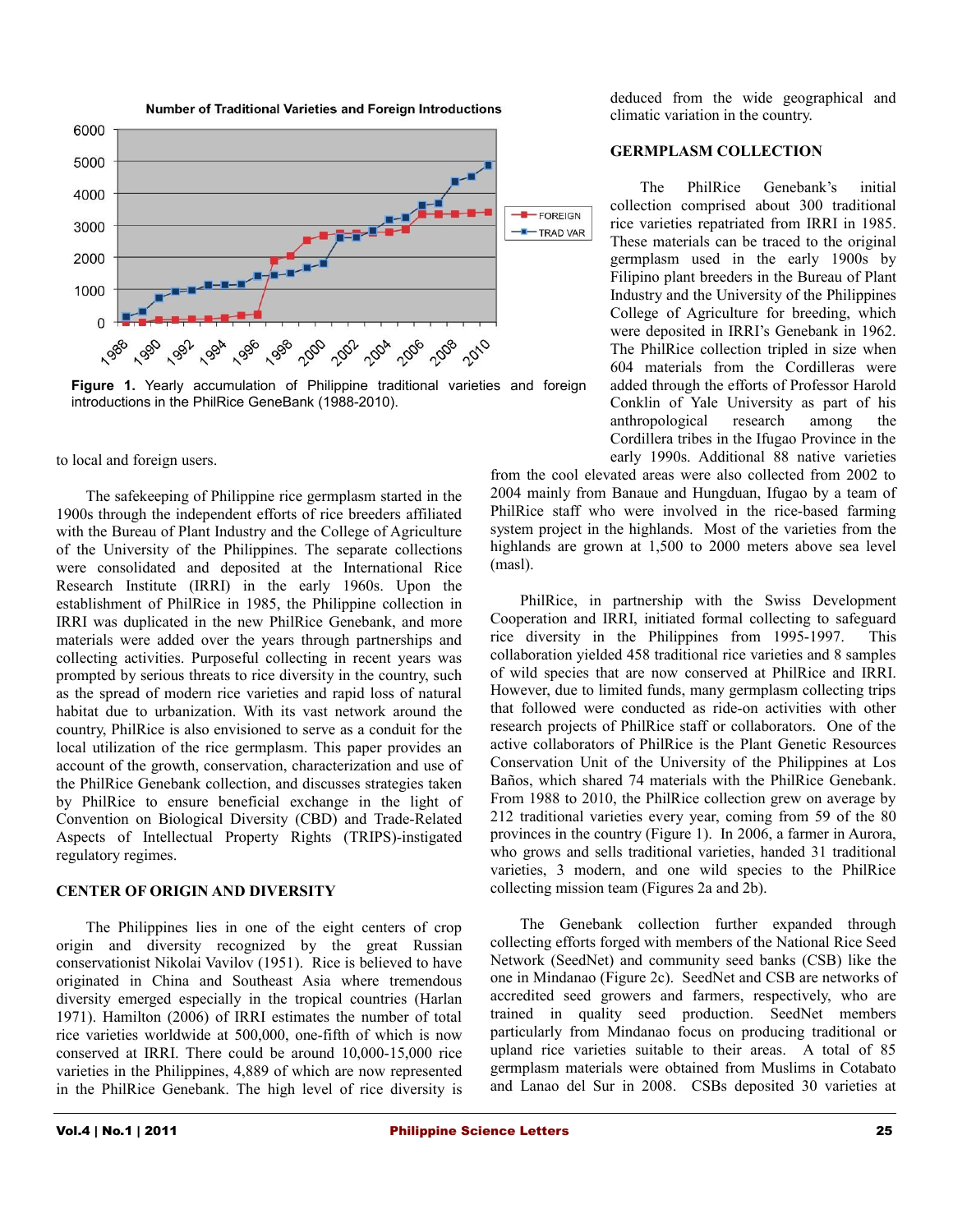Figure 1. Yearly accumulation of Philippine traditional varieties and foreign introductions in the PhilRice GeneBank (1988-2010).

to local and foreign users.

The safekeeping of Philippine rice germplasm started in the 1900s through the independent efforts of rice breeders affiliated with the Bureau of Plant Industry and the College of Agriculture of the University of the Philippines. The separate collections were consolidated and deposited at the International Rice Research Institute (IRRI) in the early 1960s. Upon the establishment of PhilRice in 1985, the Philippine collection in IRRI was duplicated in the new PhilRice Genebank, and more materials were added over the years through partnerships and collecting activities. Purposeful collecting in recent years was prompted by serious threats to rice diversity in the country, such as the spread of modern rice varieties and rapid loss of natural habitat due to urbanization. With its vast network around the country, PhilRice is also envisioned to serve as a conduit for the local utilization of the rice germplasm. This paper provides an account of the growth, conservation, characterization and use of the PhilRice Genebank collection, and discusses strategies taken by PhilRice to ensure beneficial exchange in the light of Convention on Biological Diversity (CBD) and Trade-Related Aspects of Intellectual Property Rights (TRIPS)-instigated regulatory regimes.

## CENTER OF ORIGIN AND DIVERSITY

The Philippines lies in one of the eight centers of crop origin and diversity recognized by the great Russian conservationist Nikolai Vavilov (1951). Rice is believed to have originated in China and Southeast Asia where tremendous diversity emerged especially in the tropical countries (Harlan 1971). Hamilton (2006) of IRRI estimates the number of total rice varieties worldwide at 500,000, one-fifth of which is now conserved at IRRI. There could be around 10,000-15,000 rice varieties in the Philippines, 4,889 of which are now represented in the PhilRice Genebank. The high level of rice diversity is deduced from the wide geographical and climatic variation in the country.

## GERMPLASM COLLECTION

The PhilRice Genebank's initial collection comprised about 300 traditional rice varieties repatriated from IRRI in 1985. These materials can be traced to the original germplasm used in the early 1900s by Filipino plant breeders in the Bureau of Plant Industry and the University of the Philippines College of Agriculture for breeding, which were deposited in IRRI's Genebank in 1962. The PhilRice collection tripled in size when 604 materials from the Cordilleras were added through the efforts of Professor Harold Conklin of Yale University as part of his anthropological research among the Cordillera tribes in the Ifugao Province in the early 1990s. Additional 88 native varieties from the cool elevated areas were also collected from 2002 to 2004 mainly from Banaue and Hungduan, Ifugao by a team of PhilRice staff who were involved in the rice-based farming system project in the highlands. Most of the varieties from the highlands are grown at 1,500 to 2000 meters above sea level (masl).

PhilRice, in partnership with the Swiss Development Cooperation and IRRI, initiated formal collecting to safeguard rice diversity in the Philippines from 1995-1997. This collaboration yielded 458 traditional rice varieties and 8 samples of wild species that are now conserved at PhilRice and IRRI. However, due to limited funds, many germplasm collecting trips that followed were conducted as ride-on activities with other research projects of PhilRice staff or collaborators. One of the active collaborators of PhilRice is the Plant Genetic Resources Conservation Unit of the University of the Philippines at Los Baños, which shared 74 materials with the PhilRice Genebank. From 1988 to 2010, the PhilRice collection grew on average by 212 traditional varieties every year, coming from 59 of the 80 provinces in the country (Figure 1). In 2006, a farmer in Aurora, who grows and sells traditional varieties, handed 31 traditional varieties, 3 modern, and one wild species to the PhilRice collecting mission team (Figures 2a and 2b).

The Genebank collection further expanded through collecting efforts forged with members of the National Rice Seed Network (SeedNet) and community seed banks (CSB) like the one in Mindanao (Figure 2c). SeedNet and CSB are networks of accredited seed growers and farmers, respectively, who are trained in quality seed production. SeedNet members particularly from Mindanao focus on producing traditional or upland rice varieties suitable to their areas. A total of 85 germplasm materials were obtained from Muslims in Cotabato and Lanao del Sur in 2008. CSBs deposited 30 varieties at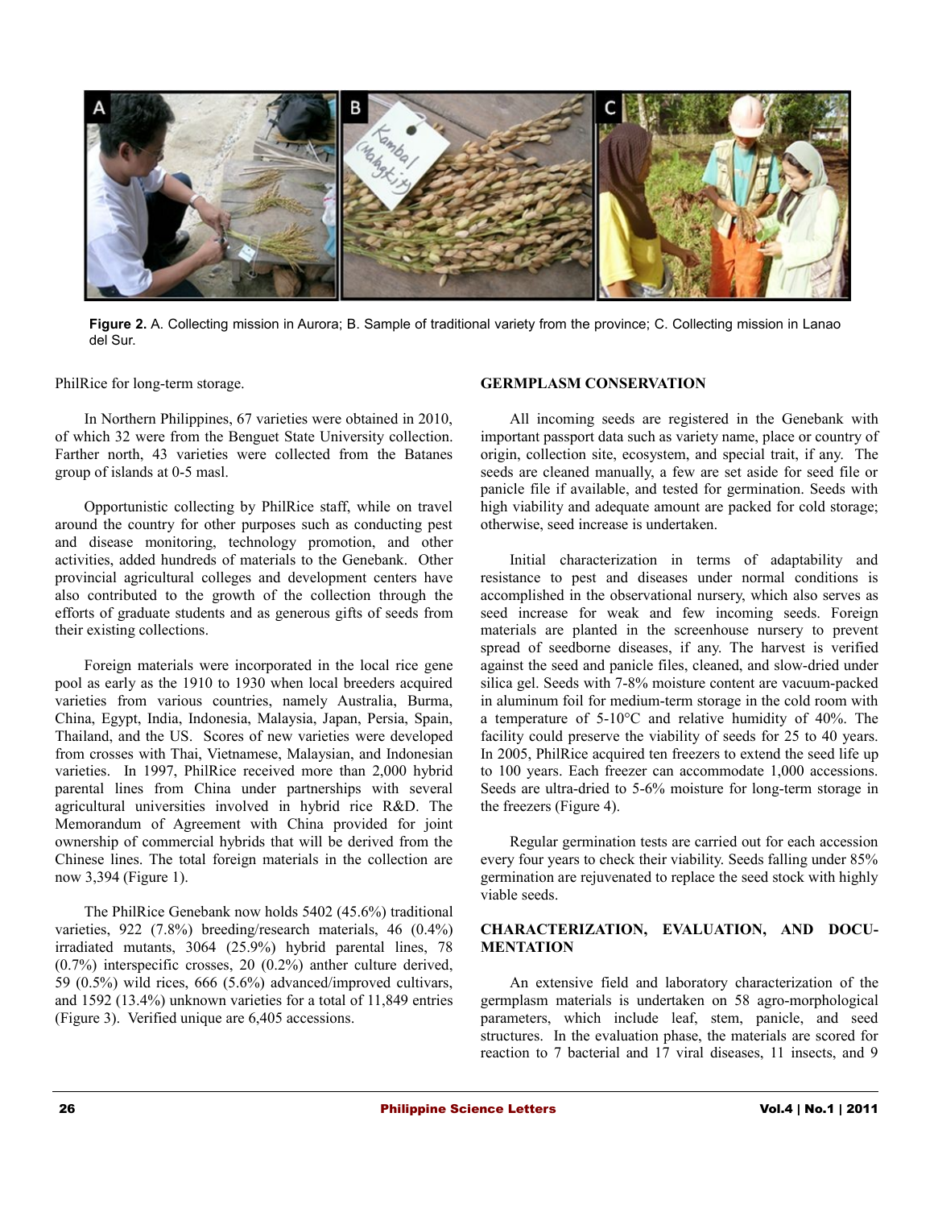Figure 2. A. Collecting mission in Aurora; B. Sample of traditional variety from the province; C. Collecting mission in Lanao del Sur.

PhilRice for long-term storage.

In Northern Philippines, 67 varieties were obtained in 2010, of which 32 were from the Benguet State University collection. Farther north, 43 varieties were collected from the Batanes group of islands at 0-5 masl.

Opportunistic collecting by PhilRice staff, while on travel around the country for other purposes such as conducting pest and disease monitoring, technology promotion, and other activities, added hundreds of materials to the Genebank. Other provincial agricultural colleges and development centers have also contributed to the growth of the collection through the efforts of graduate students and as generous gifts of seeds from their existing collections.

Foreign materials were incorporated in the local rice gene pool as early as the 1910 to 1930 when local breeders acquired varieties from various countries, namely Australia, Burma, China, Egypt, India, Indonesia, Malaysia, Japan, Persia, Spain, Thailand, and the US. Scores of new varieties were developed from crosses with Thai, Vietnamese, Malaysian, and Indonesian varieties. In 1997, PhilRice received more than 2,000 hybrid parental lines from China under partnerships with several agricultural universities involved in hybrid rice R&D. The Memorandum of Agreement with China provided for joint ownership of commercial hybrids that will be derived from the Chinese lines. The total foreign materials in the collection are now 3,394 (Figure 1).

The PhilRice Genebank now holds 5402 (45.6%) traditional varieties, 922 (7.8%) breeding/research materials, 46 (0.4%) irradiated mutants, 3064 (25.9%) hybrid parental lines, 78 (0.7%) interspecific crosses, 20 (0.2%) anther culture derived, 59 (0.5%) wild rices, 666 (5.6%) advanced/improved cultivars, and 1592 (13.4%) unknown varieties for a total of 11,849 entries (Figure 3). Verified unique are 6,405 accessions.

## GERMPLASM CONSERVATION

All incoming seeds are registered in the Genebank with important passport data such as variety name, place or country of origin, collection site, ecosystem, and special trait, if any. The seeds are cleaned manually, a few are set aside for seed file or panicle file if available, and tested for germination. Seeds with high viability and adequate amount are packed for cold storage; otherwise, seed increase is undertaken.

Initial characterization in terms of adaptability and resistance to pest and diseases under normal conditions is accomplished in the observational nursery, which also serves as seed increase for weak and few incoming seeds. Foreign materials are planted in the screenhouse nursery to prevent spread of seedborne diseases, if any. The harvest is verified against the seed and panicle files, cleaned, and slow-dried under silica gel. Seeds with 7-8% moisture content are vacuum-packed in aluminum foil for medium-term storage in the cold room with a temperature of 5-10°C and relative humidity of 40%. The facility could preserve the viability of seeds for 25 to 40 years. In 2005, PhilRice acquired ten freezers to extend the seed life up to 100 years. Each freezer can accommodate 1,000 accessions. Seeds are ultra-dried to 5-6% moisture for long-term storage in the freezers (Figure 4).

Regular germination tests are carried out for each accession every four years to check their viability. Seeds falling under 85% germination are rejuvenated to replace the seed stock with highly viable seeds.

## CHARACTERIZATION, EVALUATION, AND DOCUMENTATION

An extensive field and laboratory characterization of the germplasm materials is undertaken on 58 agro-morphological parameters, which include leaf, stem, panicle, and seed structures. In the evaluation phase, the materials are scored for reaction to 7 bacterial and 17 viral diseases, 11 insects, and 9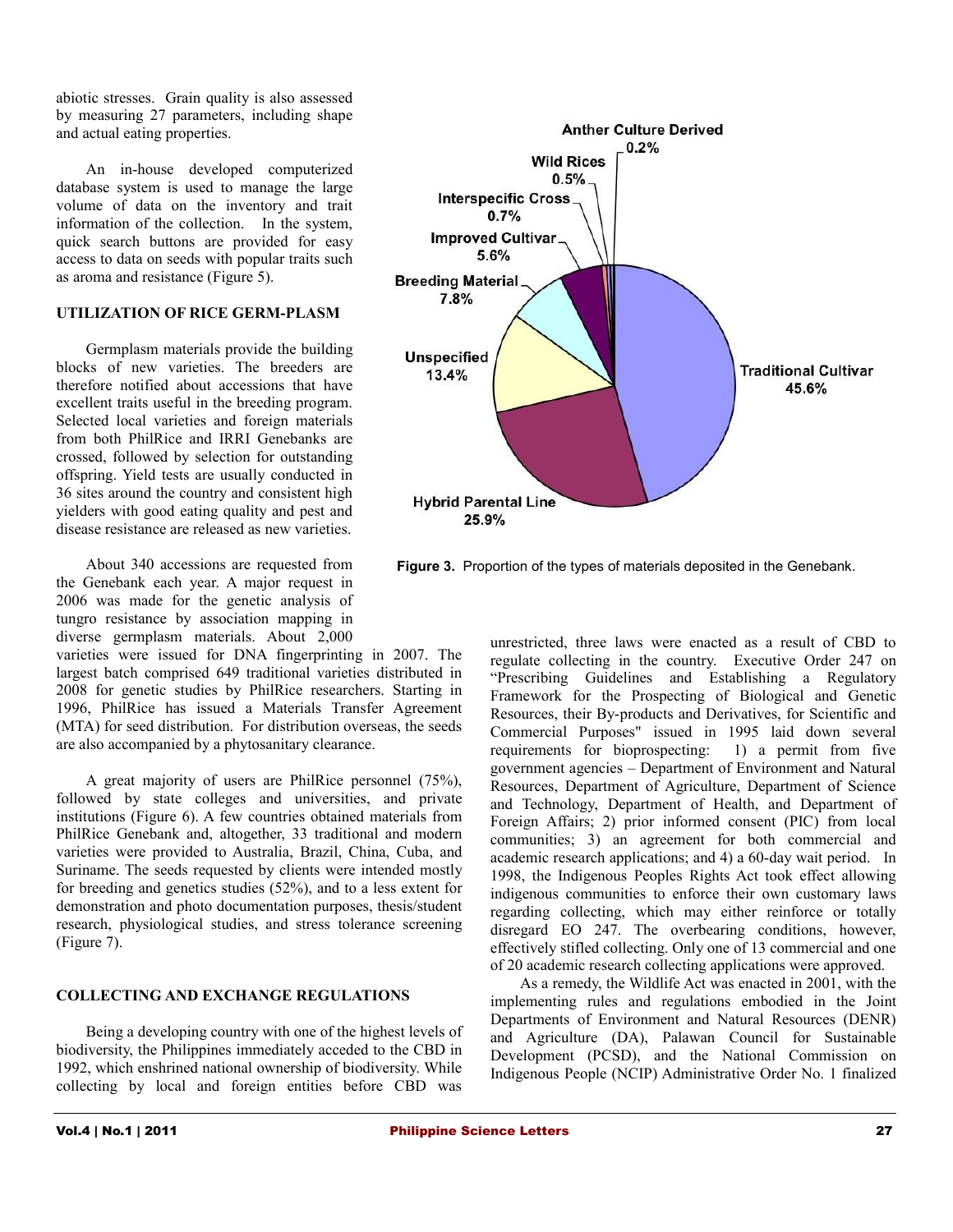abiotic stresses. Grain quality is also assessed by measuring 27 parameters, including shape and actual eating properties.

An in-house developed computerized database system is used to manage the large volume of data on the inventory and trait information of the collection. In the system, quick search buttons are provided for easy access to data on seeds with popular traits such as aroma and resistance (Figure 5).

## UTILIZATION OF RICE GERM-PLASM

Germplasm materials provide the building blocks of new varieties. The breeders are therefore notified about accessions that have excellent traits useful in the breeding program. Selected local varieties and foreign materials from both PhilRice and IRRI Genebanks are crossed, followed by selection for outstanding offspring. Yield tests are usually conducted in 36 sites around the country and consistent high yielders with good eating quality and pest and disease resistance are released as new varieties.

About 340 accessions are requested from the Genebank each year. A major request in 2006 was made for the genetic analysis of tungro resistance by association mapping in diverse germplasm materials. About 2,000 varieties were issued for DNA fingerprinting in 2007. The largest batch comprised 649 traditional varieties distributed in 2008 for genetic studies by PhilRice researchers. Starting in 1996, PhilRice has issued a Materials Transfer Agreement (MTA) for seed distribution. For distribution overseas, the seeds are also accompanied by a phytosanitary clearance.

A great majority of users are PhilRice personnel (75%), followed by state colleges and universities, and private institutions (Figure 6). A few countries obtained materials from PhilRice Genebank and, altogether, 33 traditional and modern varieties were provided to Australia, Brazil, China, Cuba, and Suriname. The seeds requested by clients were intended mostly for breeding and genetics studies (52%), and to a less extent for demonstration and photo documentation purposes, thesis/student research, physiological studies, and stress tolerance screening (Figure 7).

Anther Culture Derived 0.2%; Wild Rices 0.5%; Interspecific Cross 0.7%; Improved Cultivar 5.6%; Breeding Material 7.8%; Unspecified 13.4%; Traditional Cultivar 45.6%; Hybrid Parental Line 25.9%

**Figure 3.** Proportion of the types of materials deposited in the Genebank.

## COLLECTING AND EXCHANGE REGULATIONS

Being a developing country with one of the highest levels of biodiversity, the Philippines immediately acceded to the CBD in 1992, which enshrined national ownership of biodiversity. While collecting by local and foreign entities before CBD was unrestricted, three laws were enacted as a result of CBD to regulate collecting in the country. Executive Order 247 on "Prescribing Guidelines and Establishing a Regulatory Framework for the Prospecting of Biological and Genetic Resources, their By-products and Derivatives, for Scientific and Commercial Purposes" issued in 1995 laid down several requirements for bioprospecting: 1) a permit from five government agencies – Department of Environment and Natural Resources, Department of Agriculture, Department of Science and Technology, Department of Health, and Department of Foreign Affairs; 2) prior informed consent (PIC) from local communities; 3) an agreement for both commercial and academic research applications; and 4) a 60-day wait period. In 1998, the Indigenous Peoples Rights Act took effect allowing indigenous communities to enforce their own customary laws regarding collecting, which may either reinforce or totally disregard EO 247. The overbearing conditions, however, effectively stifled collecting. Only one of 13 commercial and one of 20 academic research collecting applications were approved.

As a remedy, the Wildlife Act was enacted in 2001, with the implementing rules and regulations embodied in the Joint Departments of Environment and Natural Resources (DENR) and Agriculture (DA), Palawan Council for Sustainable Development (PCSD), and the National Commission on Indigenous People (NCIP) Administrative Order No. 1 finalized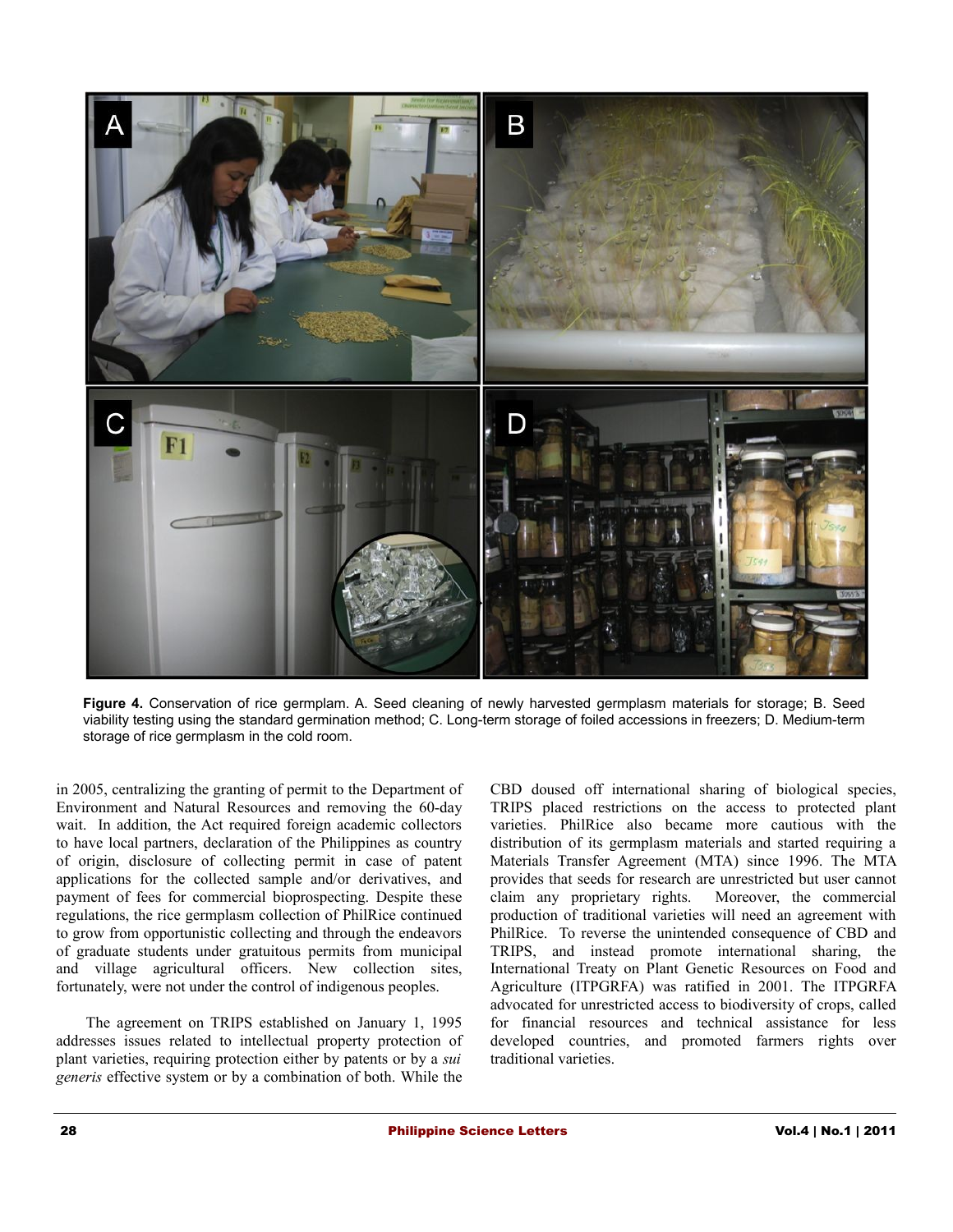**Figure 4.** Conservation of rice germplam. A. Seed cleaning of newly harvested germplasm materials for storage; B. Seed viability testing using the standard germination method; C. Long-term storage of foiled accessions in freezers; D. Medium-term storage of rice germplasm in the cold room.

in 2005, centralizing the granting of permit to the Department of Environment and Natural Resources and removing the 60-day wait. In addition, the Act required foreign academic collectors to have local partners, declaration of the Philippines as country of origin, disclosure of collecting permit in case of patent applications for the collected sample and/or derivatives, and payment of fees for commercial bioprospecting. Despite these regulations, the rice germplasm collection of PhilRice continued to grow from opportunistic collecting and through the endeavors of graduate students under gratuitous permits from municipal and village agricultural officers. New collection sites, fortunately, were not under the control of indigenous peoples.

The agreement on TRIPS established on January 1, 1995 addresses issues related to intellectual property protection of plant varieties, requiring protection either by patents or by a *sui generis* effective system or by a combination of both. While the CBD doused off international sharing of biological species, TRIPS placed restrictions on the access to protected plant varieties. PhilRice also became more cautious with the distribution of its germplasm materials and started requiring a Materials Transfer Agreement (MTA) since 1996. The MTA provides that seeds for research are unrestricted but user cannot claim any proprietary rights. Moreover, the commercial production of traditional varieties will need an agreement with PhilRice. To reverse the unintended consequence of CBD and TRIPS, and instead promote international sharing, the International Treaty on Plant Genetic Resources on Food and Agriculture (ITPGRFA) was ratified in 2001. The ITPGRFA advocated for unrestricted access to biodiversity of crops, called for financial resources and technical assistance for less developed countries, and promoted farmers rights over traditional varieties.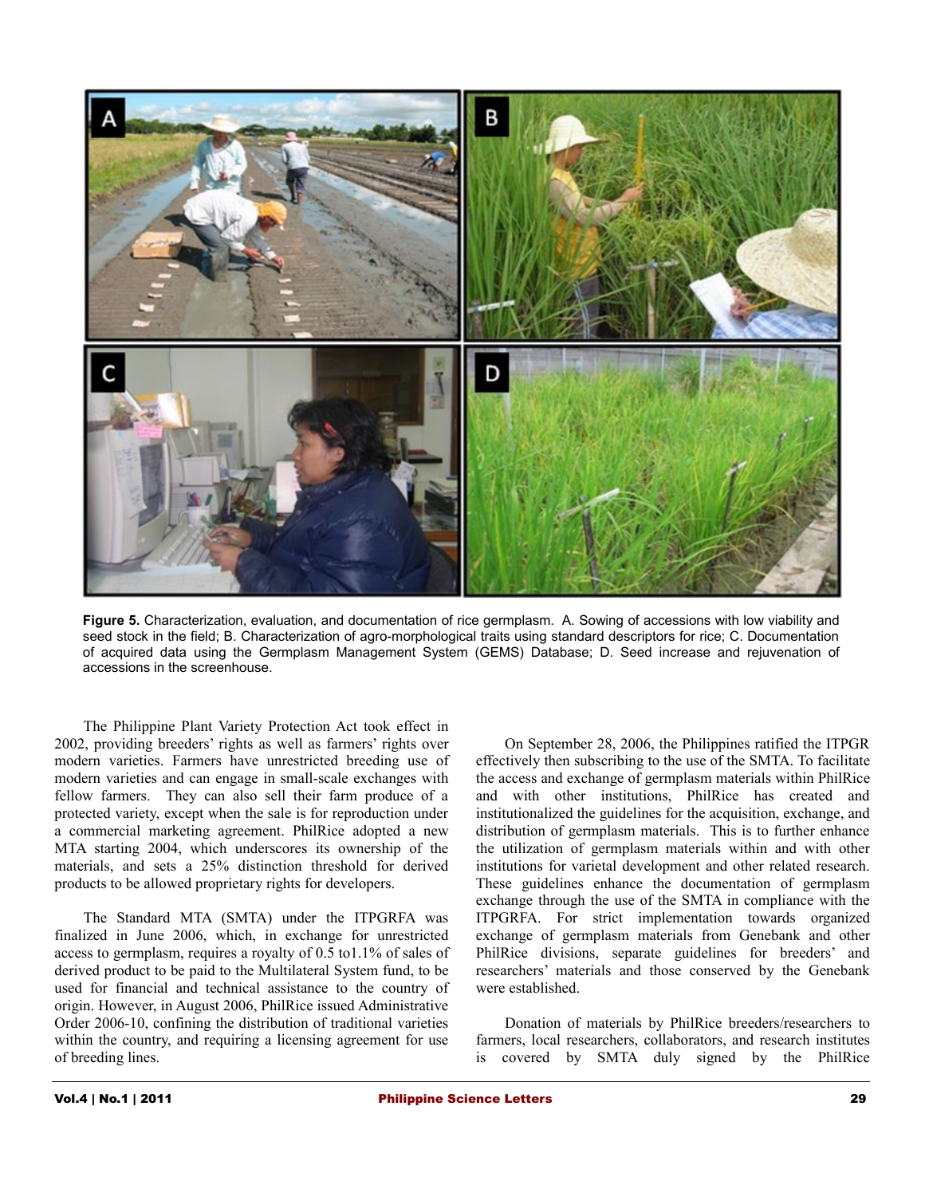**Figure 5.** Characterization, evaluation, and documentation of rice germplasm. A. Sowing of accessions with low viability and seed stock in the field; B. Characterization of agro-morphological traits using standard descriptors for rice; C. Documentation of acquired data using the Germplasm Management System (GEMS) Database; D. Seed increase and rejuvenation of accessions in the screenhouse.

The Philippine Plant Variety Protection Act took effect in 2002, providing breeders' rights as well as farmers' rights over modern varieties. Farmers have unrestricted breeding use of modern varieties and can engage in small-scale exchanges with fellow farmers. They can also sell their farm produce of a protected variety, except when the sale is for reproduction under a commercial marketing agreement. PhilRice adopted a new MTA starting 2004, which underscores its ownership of the materials, and sets a 25% distinction threshold for derived products to be allowed proprietary rights for developers.

The Standard MTA (SMTA) under the ITPGRFA was finalized in June 2006, which, in exchange for unrestricted access to germplasm, requires a royalty of 0.5 to1.1% of sales of derived product to be paid to the Multilateral System fund, to be used for financial and technical assistance to the country of origin. However, in August 2006, PhilRice issued Administrative Order 2006-10, confining the distribution of traditional varieties within the country, and requiring a licensing agreement for use of breeding lines.

On September 28, 2006, the Philippines ratified the ITPGR effectively then subscribing to the use of the SMTA. To facilitate the access and exchange of germplasm materials within PhilRice and with other institutions, PhilRice has created and institutionalized the guidelines for the acquisition, exchange, and distribution of germplasm materials. This is to further enhance the utilization of germplasm materials within and with other institutions for varietal development and other related research. These guidelines enhance the documentation of germplasm exchange through the use of the SMTA in compliance with the ITPGRFA. For strict implementation towards organized exchange of germplasm materials from Genebank and other PhilRice divisions, separate guidelines for breeders' and researchers' materials and those conserved by the Genebank were established.

Donation of materials by PhilRice breeders/researchers to farmers, local researchers, collaborators, and research institutes is covered by SMTA duly signed by the PhilRice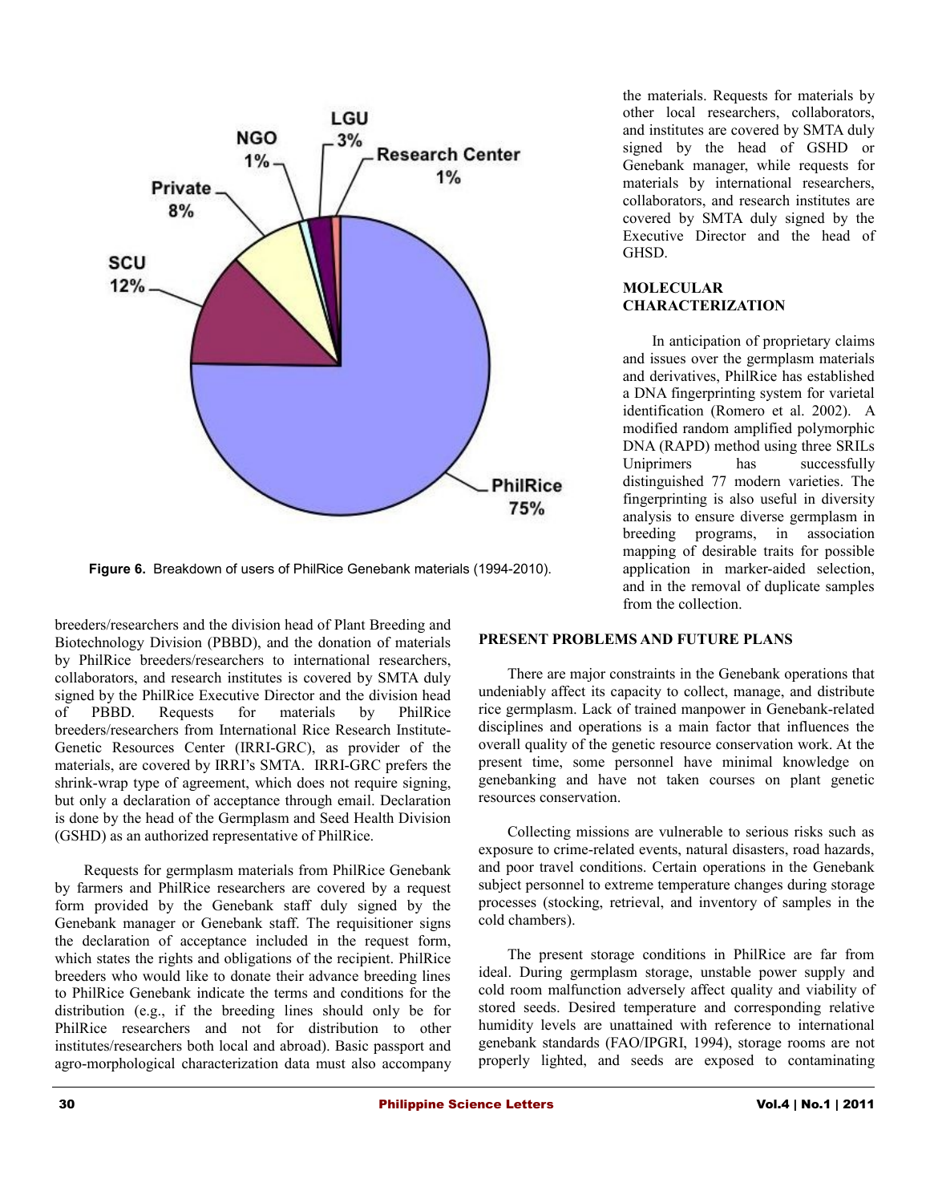Figure 6. Breakdown of users of PhilRice Genebank materials (1994-2010).

breeders/researchers and the division head of Plant Breeding and Biotechnology Division (PBBD), and the donation of materials by PhilRice breeders/researchers to international researchers, collaborators, and research institutes is covered by SMTA duly signed by the PhilRice Executive Director and the division head of PBBD. Requests for materials by PhilRice breeders/researchers from International Rice Research Institute-Genetic Resources Center (IRRI-GRC), as provider of the materials, are covered by IRRI's SMTA. IRRI-GRC prefers the shrink-wrap type of agreement, which does not require signing, but only a declaration of acceptance through email. Declaration is done by the head of the Germplasm and Seed Health Division (GSHD) as an authorized representative of PhilRice.

Requests for germplasm materials from PhilRice Genebank by farmers and PhilRice researchers are covered by a request form provided by the Genebank staff duly signed by the Genebank manager or Genebank staff. The requisitioner signs the declaration of acceptance included in the request form, which states the rights and obligations of the recipient. PhilRice breeders who would like to donate their advance breeding lines to PhilRice Genebank indicate the terms and conditions for the distribution (e.g., if the breeding lines should only be for PhilRice researchers and not for distribution to other institutes/researchers both local and abroad). Basic passport and agro-morphological characterization data must also accompany the materials. Requests for materials by other local researchers, collaborators, and institutes are covered by SMTA duly signed by the head of GSHD or Genebank manager, while requests for materials by international researchers, collaborators, and research institutes are covered by SMTA duly signed by the Executive Director and the head of GHSD.

## MOLECULAR CHARACTERIZATION

In anticipation of proprietary claims and issues over the germplasm materials and derivatives, PhilRice has established a DNA fingerprinting system for varietal identification (Romero et al. 2002). A modified random amplified polymorphic DNA (RAPD) method using three SRILs Uniprimers has successfully distinguished 77 modern varieties. The fingerprinting is also useful in diversity analysis to ensure diverse germplasm in breeding programs, in association mapping of desirable traits for possible application in marker-aided selection, and in the removal of duplicate samples from the collection.

## PRESENT PROBLEMS AND FUTURE PLANS

There are major constraints in the Genebank operations that undeniably affect its capacity to collect, manage, and distribute rice germplasm. Lack of trained manpower in Genebank-related disciplines and operations is a main factor that influences the overall quality of the genetic resource conservation work. At the present time, some personnel have minimal knowledge on genebanking and have not taken courses on plant genetic resources conservation.

Collecting missions are vulnerable to serious risks such as exposure to crime-related events, natural disasters, road hazards, and poor travel conditions. Certain operations in the Genebank subject personnel to extreme temperature changes during storage processes (stocking, retrieval, and inventory of samples in the cold chambers).

The present storage conditions in PhilRice are far from ideal. During germplasm storage, unstable power supply and cold room malfunction adversely affect quality and viability of stored seeds. Desired temperature and corresponding relative humidity levels are unattained with reference to international genebank standards (FAO/IPGRI, 1994), storage rooms are not properly lighted, and seeds are exposed to contaminating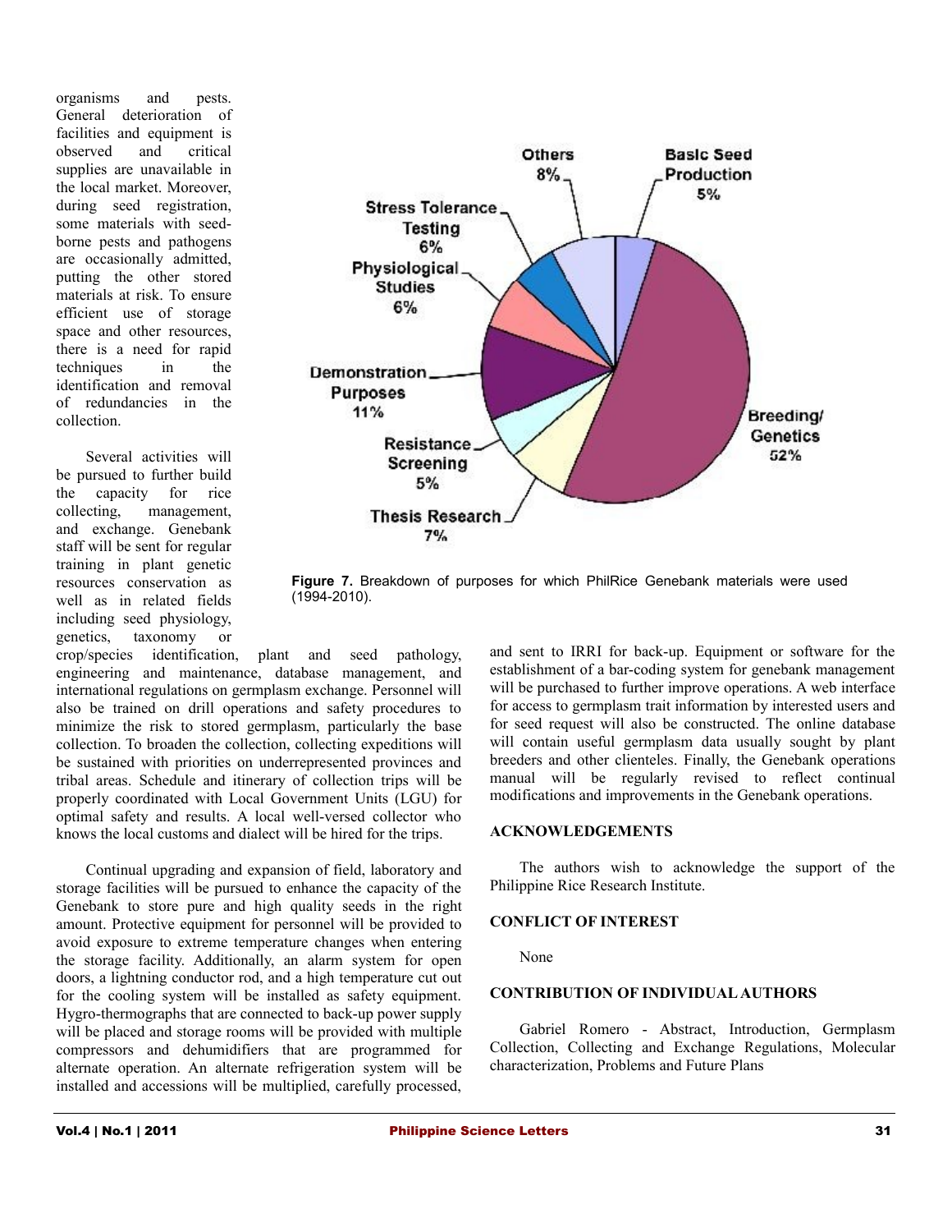organisms and pests. General deterioration of facilities and equipment is observed and critical supplies are unavailable in the local market. Moreover, during seed registration, some materials with seed-borne pests and pathogens are occasionally admitted, putting the other stored materials at risk. To ensure efficient use of storage space and other resources, there is a need for rapid techniques in the identification and removal of redundancies in the collection.

**Figure 7.** Breakdown of purposes for which PhilRice Genebank materials were used (1994-2010).

Several activities will be pursued to further build the capacity for rice collecting, management, and exchange. Genebank staff will be sent for regular training in plant genetic resources conservation as well as in related fields including seed physiology, genetics, taxonomy or crop/species identification, plant and seed pathology, engineering and maintenance, database management, and international regulations on germplasm exchange. Personnel will also be trained on drill operations and safety procedures to minimize the risk to stored germplasm, particularly the base collection. To broaden the collection, collecting expeditions will be sustained with priorities on underrepresented provinces and tribal areas. Schedule and itinerary of collection trips will be properly coordinated with Local Government Units (LGU) for optimal safety and results. A local well-versed collector who knows the local customs and dialect will be hired for the trips.

Continual upgrading and expansion of field, laboratory and storage facilities will be pursued to enhance the capacity of the Genebank to store pure and high quality seeds in the right amount. Protective equipment for personnel will be provided to avoid exposure to extreme temperature changes when entering the storage facility. Additionally, an alarm system for open doors, a lightning conductor rod, and a high temperature cut out for the cooling system will be installed as safety equipment. Hygro-thermographs that are connected to back-up power supply will be placed and storage rooms will be provided with multiple compressors and dehumidifiers that are programmed for alternate operation. An alternate refrigeration system will be installed and accessions will be multiplied, carefully processed, and sent to IRRI for back-up. Equipment or software for the establishment of a bar-coding system for genebank management will be purchased to further improve operations. A web interface for access to germplasm trait information by interested users and for seed request will also be constructed. The online database will contain useful germplasm data usually sought by plant breeders and other clienteles. Finally, the Genebank operations manual will be regularly revised to reflect continual modifications and improvements in the Genebank operations.

## ACKNOWLEDGEMENTS

The authors wish to acknowledge the support of the Philippine Rice Research Institute.

## CONFLICT OF INTEREST

None

## CONTRIBUTION OF INDIVIDUAL AUTHORS

Gabriel Romero - Abstract, Introduction, Germplasm Collection, Collecting and Exchange Regulations, Molecular characterization, Problems and Future Plans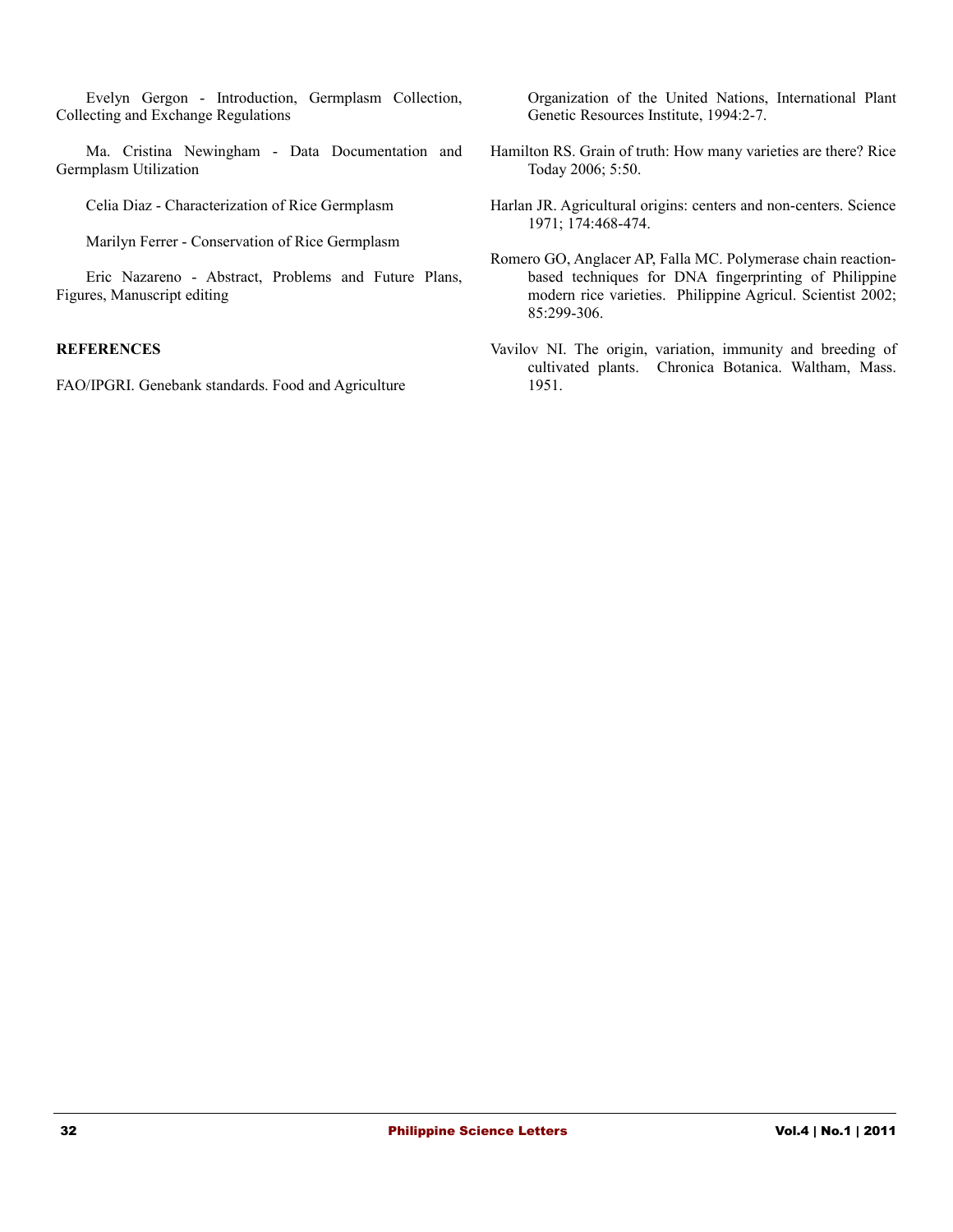Evelyn Gergon - Introduction, Germplasm Collection, Collecting and Exchange Regulations

Ma. Cristina Newingham - Data Documentation and Germplasm Utilization

Celia Diaz - Characterization of Rice Germplasm

Marilyn Ferrer - Conservation of Rice Germplasm

Eric Nazareno - Abstract, Problems and Future Plans, Figures, Manuscript editing

## REFERENCES

FAO/IPGRI. Genebank standards. Food and Agriculture Organization of the United Nations, International Plant Genetic Resources Institute, 1994:2-7.

Hamilton RS. Grain of truth: How many varieties are there? Rice Today 2006; 5:50.

Harlan JR. Agricultural origins: centers and non-centers. Science 1971; 174:468-474.

Romero GO, Anglacer AP, Falla MC. Polymerase chain reaction-based techniques for DNA fingerprinting of Philippine modern rice varieties. Philippine Agricul. Scientist 2002; 85:299-306.

Vavilov NI. The origin, variation, immunity and breeding of cultivated plants. Chronica Botanica. Waltham, Mass. 1951.